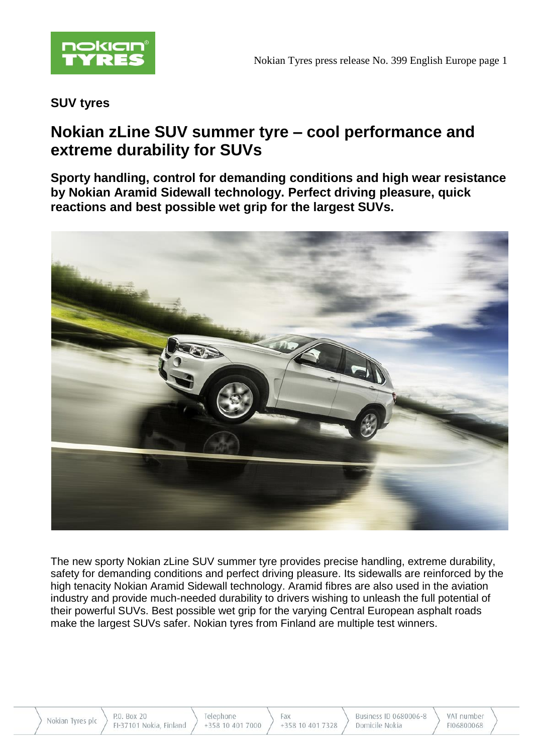**SUV tyres**

# Nokian zLine SUV summer tyre – cool performance and extreme durability for SUVs

**Sporty handling, control for demanding conditions and high wear resistance by Nokian Aramid Sidewall technology. Perfect driving pleasure, quick reactions and best possible wet grip for the largest SUVs.**

The new sporty Nokian zLine SUV summer tyre provides precise handling, extreme durability, safety for demanding conditions and perfect driving pleasure. Its sidewalls are reinforced by the high tenacity Nokian Aramid Sidewall technology. Aramid fibres are also used in the aviation industry and provide much-needed durability to drivers wishing to unleash the full potential of their powerful SUVs. Best possible wet grip for the varying Central European asphalt roads make the largest SUVs safer. Nokian tyres from Finland are multiple test winners.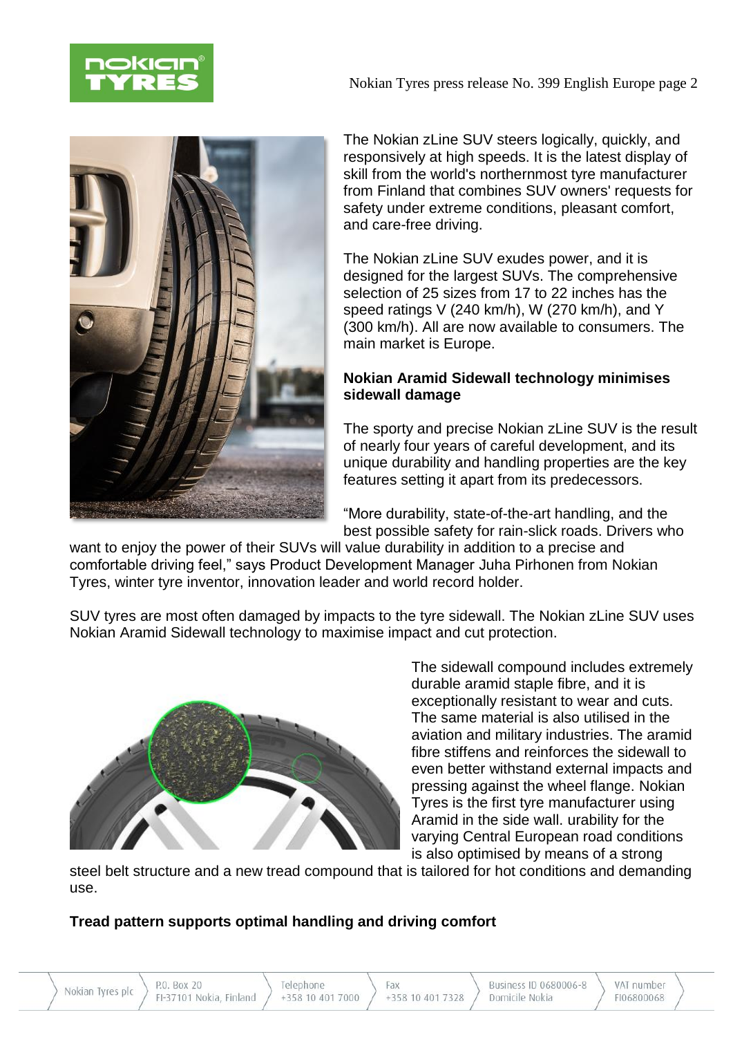The Nokian zLine SUV steers logically, quickly, and responsively at high speeds. It is the latest display of skill from the world's northernmost tyre manufacturer from Finland that combines SUV owners' requests for safety under extreme conditions, pleasant comfort, and care-free driving.

The Nokian zLine SUV exudes power, and it is designed for the largest SUVs. The comprehensive selection of 25 sizes from 17 to 22 inches has the speed ratings V (240 km/h), W (270 km/h), and Y (300 km/h). All are now available to consumers. The main market is Europe.

**Nokian Aramid Sidewall technology minimises sidewall damage**

The sporty and precise Nokian zLine SUV is the result of nearly four years of careful development, and its unique durability and handling properties are the key features setting it apart from its predecessors.

"More durability, state-of-the-art handling, and the best possible safety for rain-slick roads. Drivers who want to enjoy the power of their SUVs will value durability in addition to a precise and comfortable driving feel," says Product Development Manager Juha Pirhonen from Nokian Tyres, winter tyre inventor, innovation leader and world record holder.

SUV tyres are most often damaged by impacts to the tyre sidewall. The Nokian zLine SUV uses Nokian Aramid Sidewall technology to maximise impact and cut protection.

The sidewall compound includes extremely durable aramid staple fibre, and it is exceptionally resistant to wear and cuts. The same material is also utilised in the aviation and military industries. The aramid fibre stiffens and reinforces the sidewall to even better withstand external impacts and pressing against the wheel flange. Nokian Tyres is the first tyre manufacturer using Aramid in the side wall. urability for the varying Central European road conditions is also optimised by means of a strong steel belt structure and a new tread compound that is tailored for hot conditions and demanding use.

**Tread pattern supports optimal handling and driving comfort**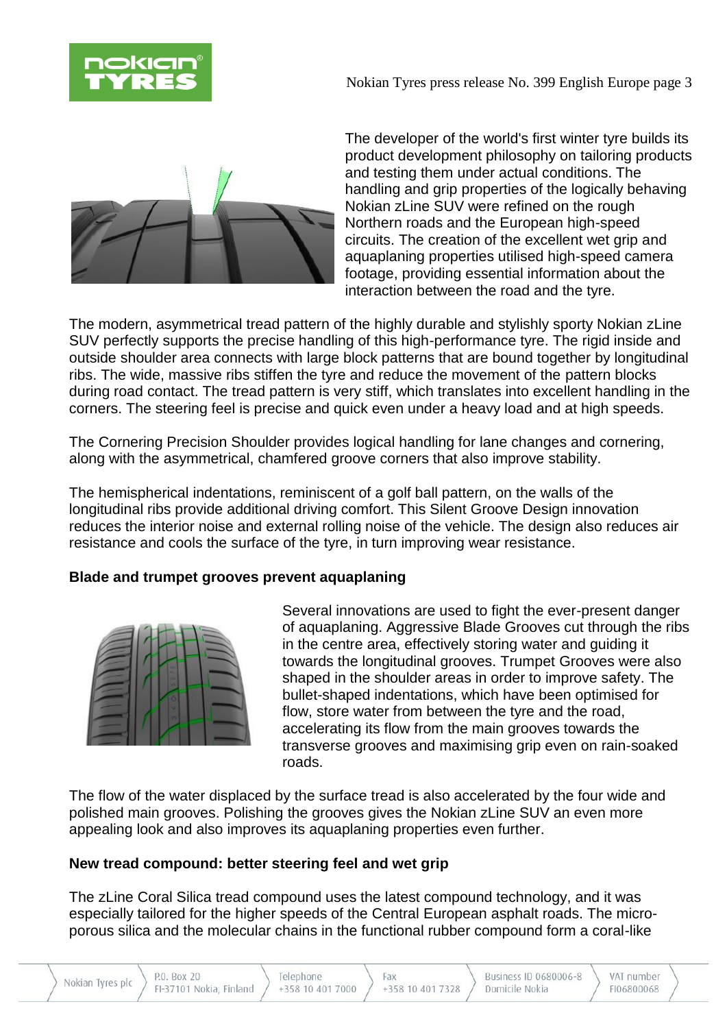The developer of the world's first winter tyre builds its product development philosophy on tailoring products and testing them under actual conditions. The handling and grip properties of the logically behaving Nokian zLine SUV were refined on the rough Northern roads and the European high-speed circuits. The creation of the excellent wet grip and aquaplaning properties utilised high-speed camera footage, providing essential information about the interaction between the road and the tyre.

The modern, asymmetrical tread pattern of the highly durable and stylishly sporty Nokian zLine SUV perfectly supports the precise handling of this high-performance tyre. The rigid inside and outside shoulder area connects with large block patterns that are bound together by longitudinal ribs. The wide, massive ribs stiffen the tyre and reduce the movement of the pattern blocks during road contact. The tread pattern is very stiff, which translates into excellent handling in the corners. The steering feel is precise and quick even under a heavy load and at high speeds.

The Cornering Precision Shoulder provides logical handling for lane changes and cornering, along with the asymmetrical, chamfered groove corners that also improve stability.

The hemispherical indentations, reminiscent of a golf ball pattern, on the walls of the longitudinal ribs provide additional driving comfort. This Silent Groove Design innovation reduces the interior noise and external rolling noise of the vehicle. The design also reduces air resistance and cools the surface of the tyre, in turn improving wear resistance.

**Blade and trumpet grooves prevent aquaplaning**

Several innovations are used to fight the ever-present danger of aquaplaning. Aggressive Blade Grooves cut through the ribs in the centre area, effectively storing water and guiding it towards the longitudinal grooves. Trumpet Grooves were also shaped in the shoulder areas in order to improve safety. The bullet-shaped indentations, which have been optimised for flow, store water from between the tyre and the road, accelerating its flow from the main grooves towards the transverse grooves and maximising grip even on rain-soaked roads.

The flow of the water displaced by the surface tread is also accelerated by the four wide and polished main grooves. Polishing the grooves gives the Nokian zLine SUV an even more appealing look and also improves its aquaplaning properties even further.

**New tread compound: better steering feel and wet grip**

The zLine Coral Silica tread compound uses the latest compound technology, and it was especially tailored for the higher speeds of the Central European asphalt roads. The micro-porous silica and the molecular chains in the functional rubber compound form a coral-like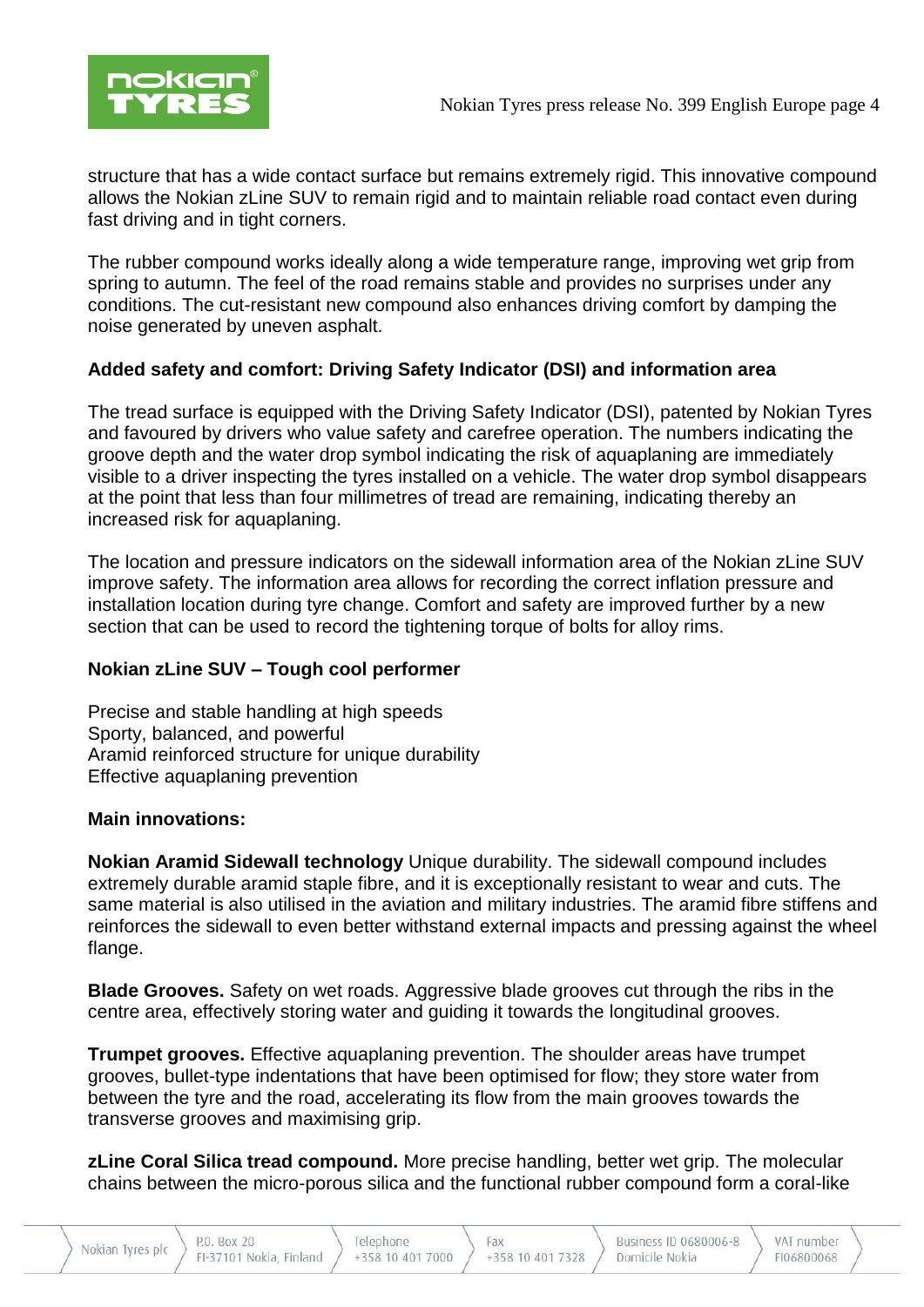structure that has a wide contact surface but remains extremely rigid. This innovative compound allows the Nokian zLine SUV to remain rigid and to maintain reliable road contact even during fast driving and in tight corners.

The rubber compound works ideally along a wide temperature range, improving wet grip from spring to autumn. The feel of the road remains stable and provides no surprises under any conditions. The cut-resistant new compound also enhances driving comfort by damping the noise generated by uneven asphalt.

**Added safety and comfort: Driving Safety Indicator (DSI) and information area**

The tread surface is equipped with the Driving Safety Indicator (DSI), patented by Nokian Tyres and favoured by drivers who value safety and carefree operation. The numbers indicating the groove depth and the water drop symbol indicating the risk of aquaplaning are immediately visible to a driver inspecting the tyres installed on a vehicle. The water drop symbol disappears at the point that less than four millimetres of tread are remaining, indicating thereby an increased risk for aquaplaning.

The location and pressure indicators on the sidewall information area of the Nokian zLine SUV improve safety. The information area allows for recording the correct inflation pressure and installation location during tyre change. Comfort and safety are improved further by a new section that can be used to record the tightening torque of bolts for alloy rims.

**Nokian zLine SUV – Tough cool performer**

Precise and stable handling at high speeds
Sporty, balanced, and powerful
Aramid reinforced structure for unique durability
Effective aquaplaning prevention

**Main innovations:**

**Nokian Aramid Sidewall technology** Unique durability. The sidewall compound includes extremely durable aramid staple fibre, and it is exceptionally resistant to wear and cuts. The same material is also utilised in the aviation and military industries. The aramid fibre stiffens and reinforces the sidewall to even better withstand external impacts and pressing against the wheel flange.

**Blade Grooves.** Safety on wet roads. Aggressive blade grooves cut through the ribs in the centre area, effectively storing water and guiding it towards the longitudinal grooves.

**Trumpet grooves.** Effective aquaplaning prevention. The shoulder areas have trumpet grooves, bullet-type indentations that have been optimised for flow; they store water from between the tyre and the road, accelerating its flow from the main grooves towards the transverse grooves and maximising grip.

**zLine Coral Silica tread compound.** More precise handling, better wet grip. The molecular chains between the micro-porous silica and the functional rubber compound form a coral-like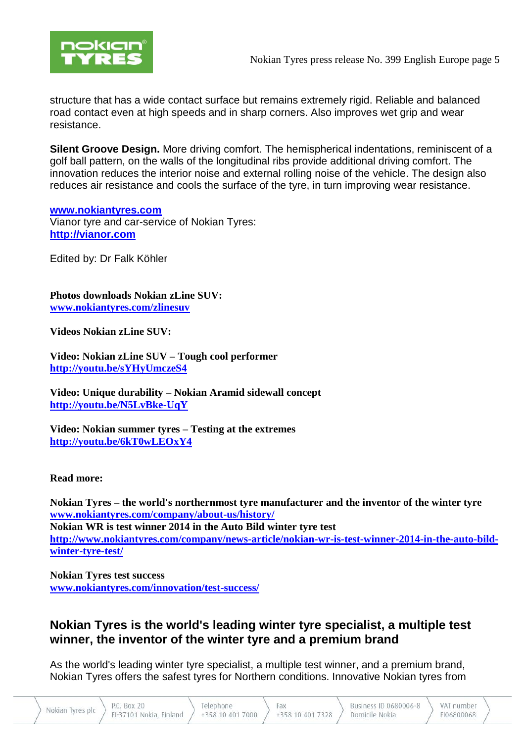structure that has a wide contact surface but remains extremely rigid. Reliable and balanced road contact even at high speeds and in sharp corners. Also improves wet grip and wear resistance.

**Silent Groove Design.** More driving comfort. The hemispherical indentations, reminiscent of a golf ball pattern, on the walls of the longitudinal ribs provide additional driving comfort. The innovation reduces the interior noise and external rolling noise of the vehicle. The design also reduces air resistance and cools the surface of the tyre, in turn improving wear resistance.

**www.nokiantyres.com**
Vianor tyre and car-service of Nokian Tyres:
**http://vianor.com**

Edited by: Dr Falk Köhler

**Photos downloads Nokian zLine SUV:**
**www.nokiantyres.com/zlinesuv**

**Videos Nokian zLine SUV:**

**Video: Nokian zLine SUV – Tough cool performer**
**http://youtu.be/sYHyUmczeS4**

**Video: Unique durability – Nokian Aramid sidewall concept**
**http://youtu.be/N5LvBke-UqY**

**Video: Nokian summer tyres – Testing at the extremes**
**http://youtu.be/6kT0wLEOxY4**

**Read more:**

**Nokian Tyres – the world's northernmost tyre manufacturer and the inventor of the winter tyre**
**www.nokiantyres.com/company/about-us/history/**
**Nokian WR is test winner 2014 in the Auto Bild winter tyre test**
**http://www.nokiantyres.com/company/news-article/nokian-wr-is-test-winner-2014-in-the-auto-bild-winter-tyre-test/**

**Nokian Tyres test success**
**www.nokiantyres.com/innovation/test-success/**

## Nokian Tyres is the world's leading winter tyre specialist, a multiple test winner, the inventor of the winter tyre and a premium brand

As the world's leading winter tyre specialist, a multiple test winner, and a premium brand, Nokian Tyres offers the safest tyres for Northern conditions. Innovative Nokian tyres from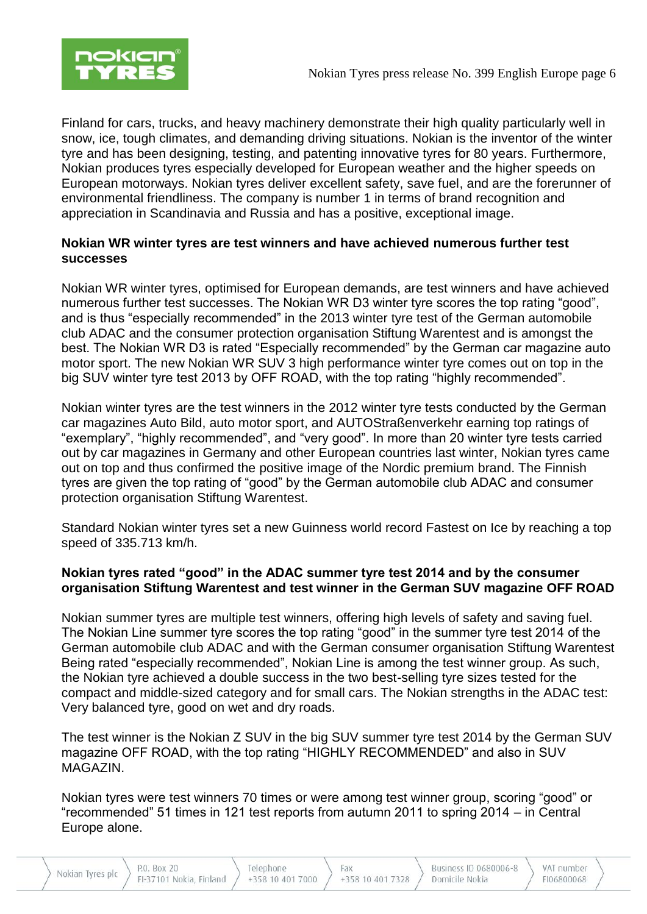Finland for cars, trucks, and heavy machinery demonstrate their high quality particularly well in snow, ice, tough climates, and demanding driving situations. Nokian is the inventor of the winter tyre and has been designing, testing, and patenting innovative tyres for 80 years. Furthermore, Nokian produces tyres especially developed for European weather and the higher speeds on European motorways. Nokian tyres deliver excellent safety, save fuel, and are the forerunner of environmental friendliness. The company is number 1 in terms of brand recognition and appreciation in Scandinavia and Russia and has a positive, exceptional image.

**Nokian WR winter tyres are test winners and have achieved numerous further test successes**

Nokian WR winter tyres, optimised for European demands, are test winners and have achieved numerous further test successes. The Nokian WR D3 winter tyre scores the top rating "good", and is thus "especially recommended" in the 2013 winter tyre test of the German automobile club ADAC and the consumer protection organisation Stiftung Warentest and is amongst the best. The Nokian WR D3 is rated "Especially recommended" by the German car magazine auto motor sport. The new Nokian WR SUV 3 high performance winter tyre comes out on top in the big SUV winter tyre test 2013 by OFF ROAD, with the top rating "highly recommended".

Nokian winter tyres are the test winners in the 2012 winter tyre tests conducted by the German car magazines Auto Bild, auto motor sport, and AUTOStraßenverkehr earning top ratings of "exemplary", "highly recommended", and "very good". In more than 20 winter tyre tests carried out by car magazines in Germany and other European countries last winter, Nokian tyres came out on top and thus confirmed the positive image of the Nordic premium brand. The Finnish tyres are given the top rating of "good" by the German automobile club ADAC and consumer protection organisation Stiftung Warentest.

Standard Nokian winter tyres set a new Guinness world record Fastest on Ice by reaching a top speed of 335.713 km/h.

**Nokian tyres rated "good" in the ADAC summer tyre test 2014 and by the consumer organisation Stiftung Warentest and test winner in the German SUV magazine OFF ROAD**

Nokian summer tyres are multiple test winners, offering high levels of safety and saving fuel. The Nokian Line summer tyre scores the top rating "good" in the summer tyre test 2014 of the German automobile club ADAC and with the German consumer organisation Stiftung Warentest Being rated "especially recommended", Nokian Line is among the test winner group. As such, the Nokian tyre achieved a double success in the two best-selling tyre sizes tested for the compact and middle-sized category and for small cars. The Nokian strengths in the ADAC test: Very balanced tyre, good on wet and dry roads.

The test winner is the Nokian Z SUV in the big SUV summer tyre test 2014 by the German SUV magazine OFF ROAD, with the top rating "HIGHLY RECOMMENDED" and also in SUV MAGAZIN.

Nokian tyres were test winners 70 times or were among test winner group, scoring "good" or "recommended" 51 times in 121 test reports from autumn 2011 to spring 2014 – in Central Europe alone.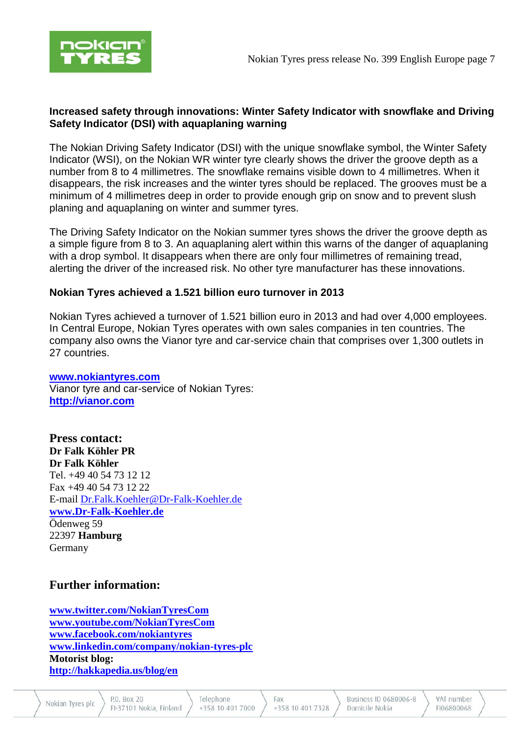**Increased safety through innovations: Winter Safety Indicator with snowflake and Driving Safety Indicator (DSI) with aquaplaning warning**

The Nokian Driving Safety Indicator (DSI) with the unique snowflake symbol, the Winter Safety Indicator (WSI), on the Nokian WR winter tyre clearly shows the driver the groove depth as a number from 8 to 4 millimetres. The snowflake remains visible down to 4 millimetres. When it disappears, the risk increases and the winter tyres should be replaced. The grooves must be a minimum of 4 millimetres deep in order to provide enough grip on snow and to prevent slush planing and aquaplaning on winter and summer tyres.

The Driving Safety Indicator on the Nokian summer tyres shows the driver the groove depth as a simple figure from 8 to 3. An aquaplaning alert within this warns of the danger of aquaplaning with a drop symbol. It disappears when there are only four millimetres of remaining tread, alerting the driver of the increased risk. No other tyre manufacturer has these innovations.

**Nokian Tyres achieved a 1.521 billion euro turnover in 2013**

Nokian Tyres achieved a turnover of 1.521 billion euro in 2013 and had over 4,000 employees. In Central Europe, Nokian Tyres operates with own sales companies in ten countries. The company also owns the Vianor tyre and car-service chain that comprises over 1,300 outlets in 27 countries.

**www.nokiantyres.com**
Vianor tyre and car-service of Nokian Tyres:
**http://vianor.com**

**Press contact:**
**Dr Falk Köhler PR**
**Dr Falk Köhler**
Tel. +49 40 54 73 12 12
Fax +49 40 54 73 12 22
E-mail Dr.Falk.Koehler@Dr-Falk-Koehler.de
**www.Dr-Falk-Koehler.de**
Ödenweg 59
22397 **Hamburg**
Germany

## Further information:

**www.twitter.com/NokianTyresCom**
**www.youtube.com/NokianTyresCom**
**www.facebook.com/nokiantyres**
**www.linkedin.com/company/nokian-tyres-plc**
**Motorist blog:**
**http://hakkapedia.us/blog/en**

Nokian Tyres plc | P.O. Box 20, FI-37101 Nokia, Finland | Telephone +358 10 401 7000 | Fax +358 10 401 7328 | Business ID 0680006-8, Domicile Nokia | VAT number FI06800068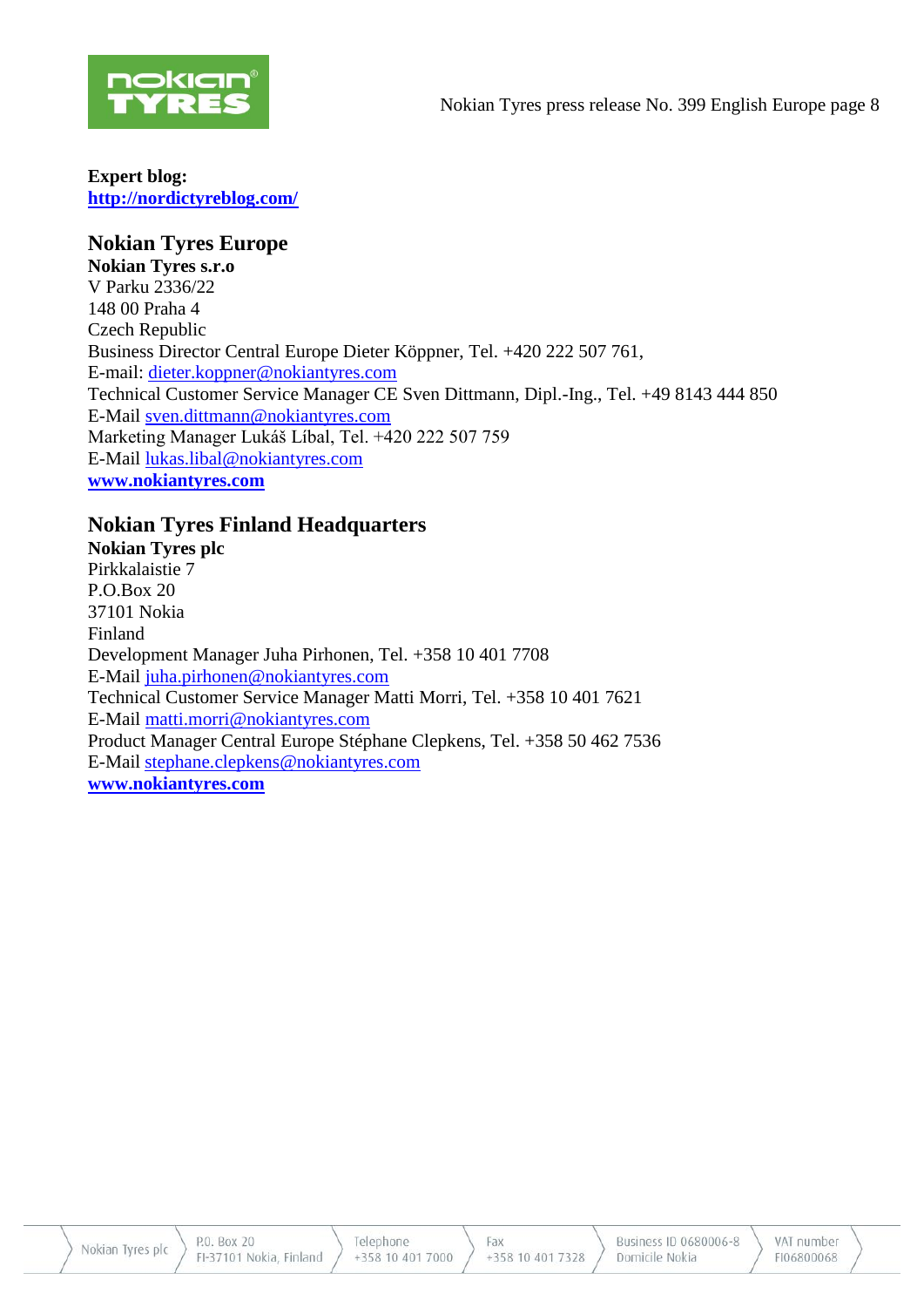**Expert blog:**
**http://nordictyreblog.com/**

## Nokian Tyres Europe

**Nokian Tyres s.r.o**
V Parku 2336/22
148 00 Praha 4
Czech Republic
Business Director Central Europe Dieter Köppner, Tel. +420 222 507 761,
E-mail: dieter.koppner@nokiantyres.com
Technical Customer Service Manager CE Sven Dittmann, Dipl.-Ing., Tel. +49 8143 444 850
E-Mail sven.dittmann@nokiantyres.com
Marketing Manager Lukáš Líbal, Tel. +420 222 507 759
E-Mail lukas.libal@nokiantyres.com
**www.nokiantyres.com**

## Nokian Tyres Finland Headquarters

**Nokian Tyres plc**
Pirkkalaistie 7
P.O.Box 20
37101 Nokia
Finland
Development Manager Juha Pirhonen, Tel. +358 10 401 7708
E-Mail juha.pirhonen@nokiantyres.com
Technical Customer Service Manager Matti Morri, Tel. +358 10 401 7621
E-Mail matti.morri@nokiantyres.com
Product Manager Central Europe Stéphane Clepkens, Tel. +358 50 462 7536
E-Mail stephane.clepkens@nokiantyres.com
**www.nokiantyres.com**